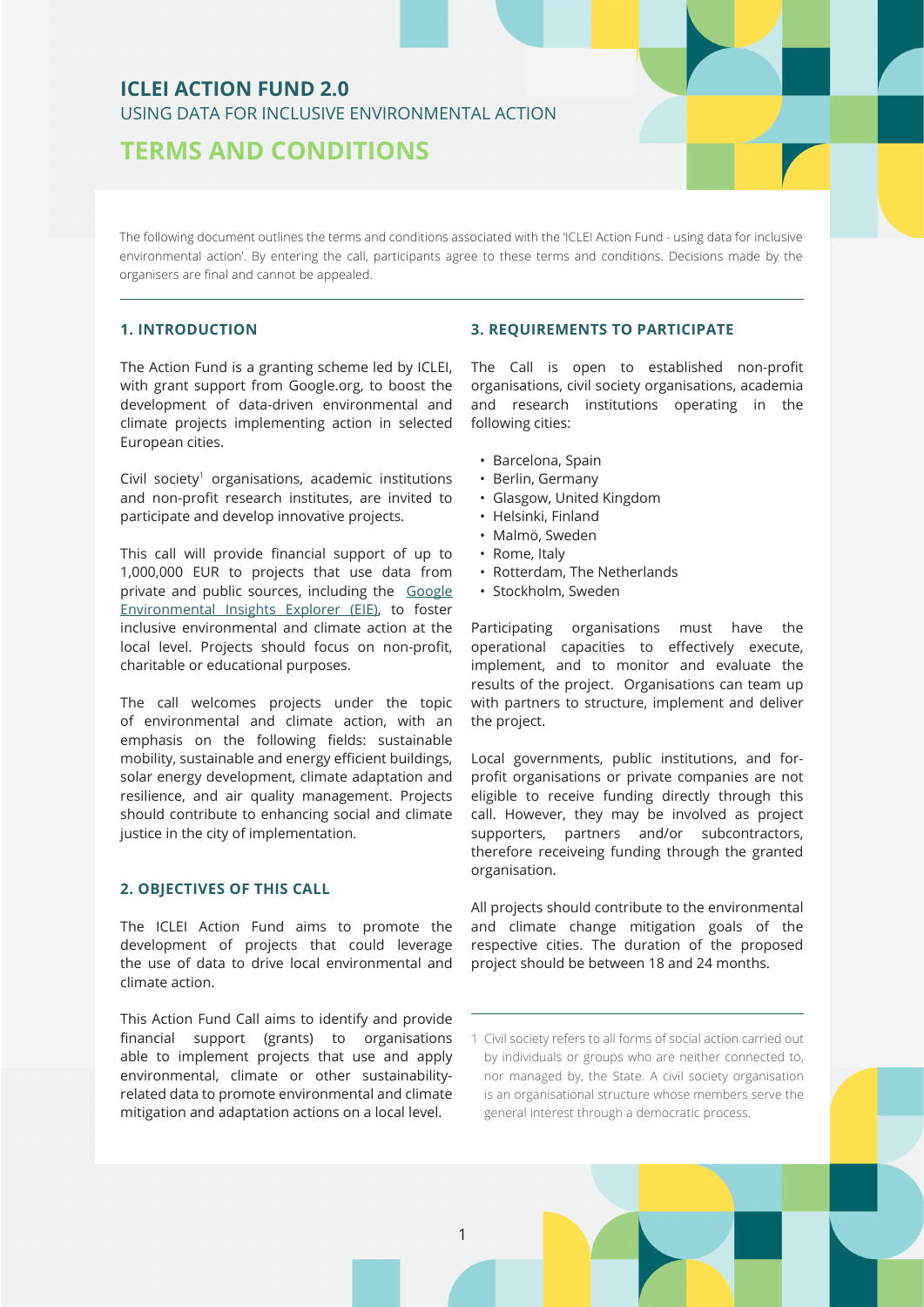# ICLEI ACTION FUND 2.0

USING DATA FOR INCLUSIVE ENVIRONMENTAL ACTION

## TERMS AND CONDITIONS

The following document outlines the terms and conditions associated with the 'ICLEI Action Fund - using data for inclusive environmental action'. By entering the call, participants agree to these terms and conditions. Decisions made by the organisers are final and cannot be appealed.

### 1. INTRODUCTION

The Action Fund is a granting scheme led by ICLEI, with grant support from Google.org, to boost the development of data-driven environmental and climate projects implementing action in selected European cities.

Civil society[1] organisations, academic institutions and non-profit research institutes, are invited to participate and develop innovative projects.

This call will provide financial support of up to 1,000,000 EUR to projects that use data from private and public sources, including the Google Environmental Insights Explorer (EIE), to foster inclusive environmental and climate action at the local level. Projects should focus on non-profit, charitable or educational purposes.

The call welcomes projects under the topic of environmental and climate action, with an emphasis on the following fields: sustainable mobility, sustainable and energy efficient buildings, solar energy development, climate adaptation and resilience, and air quality management. Projects should contribute to enhancing social and climate justice in the city of implementation.

### 2. OBJECTIVES OF THIS CALL

The ICLEI Action Fund aims to promote the development of projects that could leverage the use of data to drive local environmental and climate action.

This Action Fund Call aims to identify and provide financial support (grants) to organisations able to implement projects that use and apply environmental, climate or other sustainability-related data to promote environmental and climate mitigation and adaptation actions on a local level.

### 3. REQUIREMENTS TO PARTICIPATE

The Call is open to established non-profit organisations, civil society organisations, academia and research institutions operating in the following cities:

- Barcelona, Spain
- Berlin, Germany
- Glasgow, United Kingdom
- Helsinki, Finland
- Malmö, Sweden
- Rome, Italy
- Rotterdam, The Netherlands
- Stockholm, Sweden

Participating organisations must have the operational capacities to effectively execute, implement, and to monitor and evaluate the results of the project. Organisations can team up with partners to structure, implement and deliver the project.

Local governments, public institutions, and for-profit organisations or private companies are not eligible to receive funding directly through this call. However, they may be involved as project supporters, partners and/or subcontractors, therefore receiveing funding through the granted organisation.

All projects should contribute to the environmental and climate change mitigation goals of the respective cities. The duration of the proposed project should be between 18 and 24 months.

---

1 Civil society refers to all forms of social action carried out by individuals or groups who are neither connected to, nor managed by, the State. A civil society organisation is an organisational structure whose members serve the general interest through a democratic process.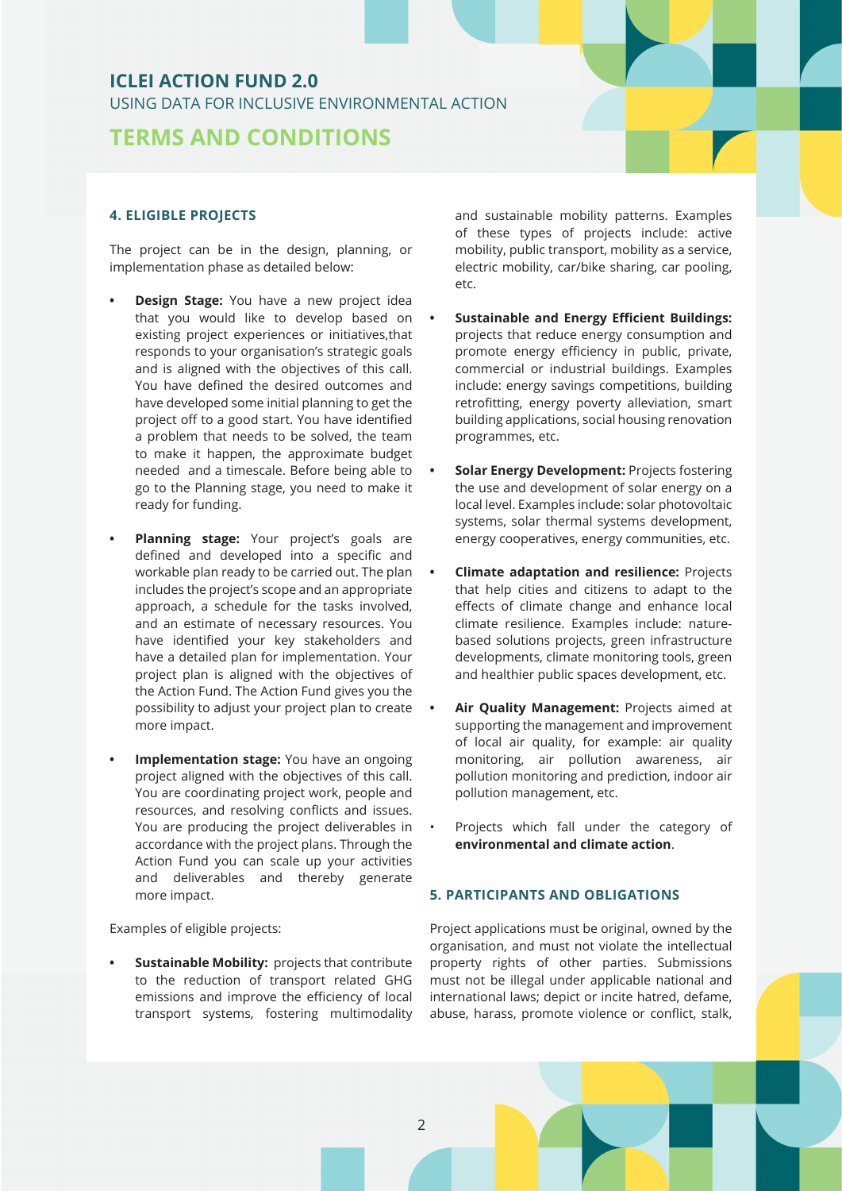## 4. ELIGIBLE PROJECTS

The project can be in the design, planning, or implementation phase as detailed below:

- **Design Stage:** You have a new project idea that you would like to develop based on existing project experiences or initiatives,that responds to your organisation's strategic goals and is aligned with the objectives of this call. You have defined the desired outcomes and have developed some initial planning to get the project off to a good start. You have identified a problem that needs to be solved, the team to make it happen, the approximate budget needed and a timescale. Before being able to go to the Planning stage, you need to make it ready for funding.

- **Planning stage:** Your project's goals are defined and developed into a specific and workable plan ready to be carried out. The plan includes the project's scope and an appropriate approach, a schedule for the tasks involved, and an estimate of necessary resources. You have identified your key stakeholders and have a detailed plan for implementation. Your project plan is aligned with the objectives of the Action Fund. The Action Fund gives you the possibility to adjust your project plan to create more impact.

- **Implementation stage:** You have an ongoing project aligned with the objectives of this call. You are coordinating project work, people and resources, and resolving conflicts and issues. You are producing the project deliverables in accordance with the project plans. Through the Action Fund you can scale up your activities and deliverables and thereby generate more impact.

Examples of eligible projects:

- **Sustainable Mobility:** projects that contribute to the reduction of transport related GHG emissions and improve the efficiency of local transport systems, fostering multimodality and sustainable mobility patterns. Examples of these types of projects include: active mobility, public transport, mobility as a service, electric mobility, car/bike sharing, car pooling, etc.

- **Sustainable and Energy Efficient Buildings:** projects that reduce energy consumption and promote energy efficiency in public, private, commercial or industrial buildings. Examples include: energy savings competitions, building retrofitting, energy poverty alleviation, smart building applications, social housing renovation programmes, etc.

- **Solar Energy Development:** Projects fostering the use and development of solar energy on a local level. Examples include: solar photovoltaic systems, solar thermal systems development, energy cooperatives, energy communities, etc.

- **Climate adaptation and resilience:** Projects that help cities and citizens to adapt to the effects of climate change and enhance local climate resilience. Examples include: nature-based solutions projects, green infrastructure developments, climate monitoring tools, green and healthier public spaces development, etc.

- **Air Quality Management:** Projects aimed at supporting the management and improvement of local air quality, for example: air quality monitoring, air pollution awareness, air pollution monitoring and prediction, indoor air pollution management, etc.

- Projects which fall under the category of **environmental and climate action**.

## 5. PARTICIPANTS AND OBLIGATIONS

Project applications must be original, owned by the organisation, and must not violate the intellectual property rights of other parties. Submissions must not be illegal under applicable national and international laws; depict or incite hatred, defame, abuse, harass, promote violence or conflict, stalk,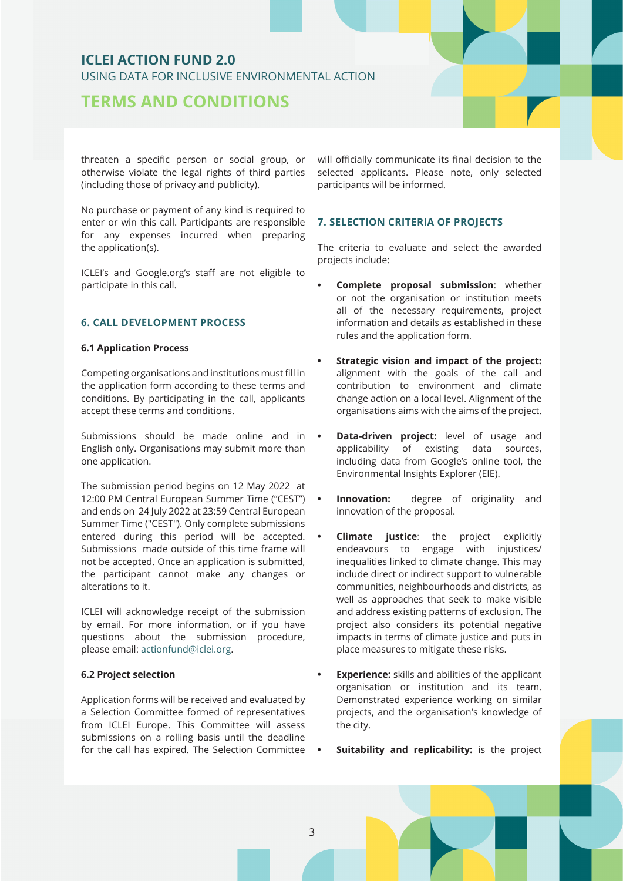threaten a specific person or social group, or otherwise violate the legal rights of third parties (including those of privacy and publicity).

No purchase or payment of any kind is required to enter or win this call. Participants are responsible for any expenses incurred when preparing the application(s).

ICLEI's and Google.org's staff are not eligible to participate in this call.

## 6. CALL DEVELOPMENT PROCESS

### 6.1 Application Process

Competing organisations and institutions must fill in the application form according to these terms and conditions. By participating in the call, applicants accept these terms and conditions.

Submissions should be made online and in English only. Organisations may submit more than one application.

The submission period begins on 12 May 2022 at 12:00 PM Central European Summer Time ("CEST") and ends on 24 July 2022 at 23:59 Central European Summer Time ("CEST"). Only complete submissions entered during this period will be accepted. Submissions made outside of this time frame will not be accepted. Once an application is submitted, the participant cannot make any changes or alterations to it.

ICLEI will acknowledge receipt of the submission by email. For more information, or if you have questions about the submission procedure, please email: actionfund@iclei.org.

### 6.2 Project selection

Application forms will be received and evaluated by a Selection Committee formed of representatives from ICLEI Europe. This Committee will assess submissions on a rolling basis until the deadline for the call has expired. The Selection Committee will officially communicate its final decision to the selected applicants. Please note, only selected participants will be informed.

## 7. SELECTION CRITERIA OF PROJECTS

The criteria to evaluate and select the awarded projects include:

- **Complete proposal submission**: whether or not the organisation or institution meets all of the necessary requirements, project information and details as established in these rules and the application form.
- **Strategic vision and impact of the project:** alignment with the goals of the call and contribution to environment and climate change action on a local level. Alignment of the organisations aims with the aims of the project.
- **Data-driven project:** level of usage and applicability of existing data sources, including data from Google's online tool, the Environmental Insights Explorer (EIE).
- **Innovation:** degree of originality and innovation of the proposal.
- **Climate justice**: the project explicitly endeavours to engage with injustices/ inequalities linked to climate change. This may include direct or indirect support to vulnerable communities, neighbourhoods and districts, as well as approaches that seek to make visible and address existing patterns of exclusion. The project also considers its potential negative impacts in terms of climate justice and puts in place measures to mitigate these risks.
- **Experience:** skills and abilities of the applicant organisation or institution and its team. Demonstrated experience working on similar projects, and the organisation's knowledge of the city.
- **Suitability and replicability:** is the project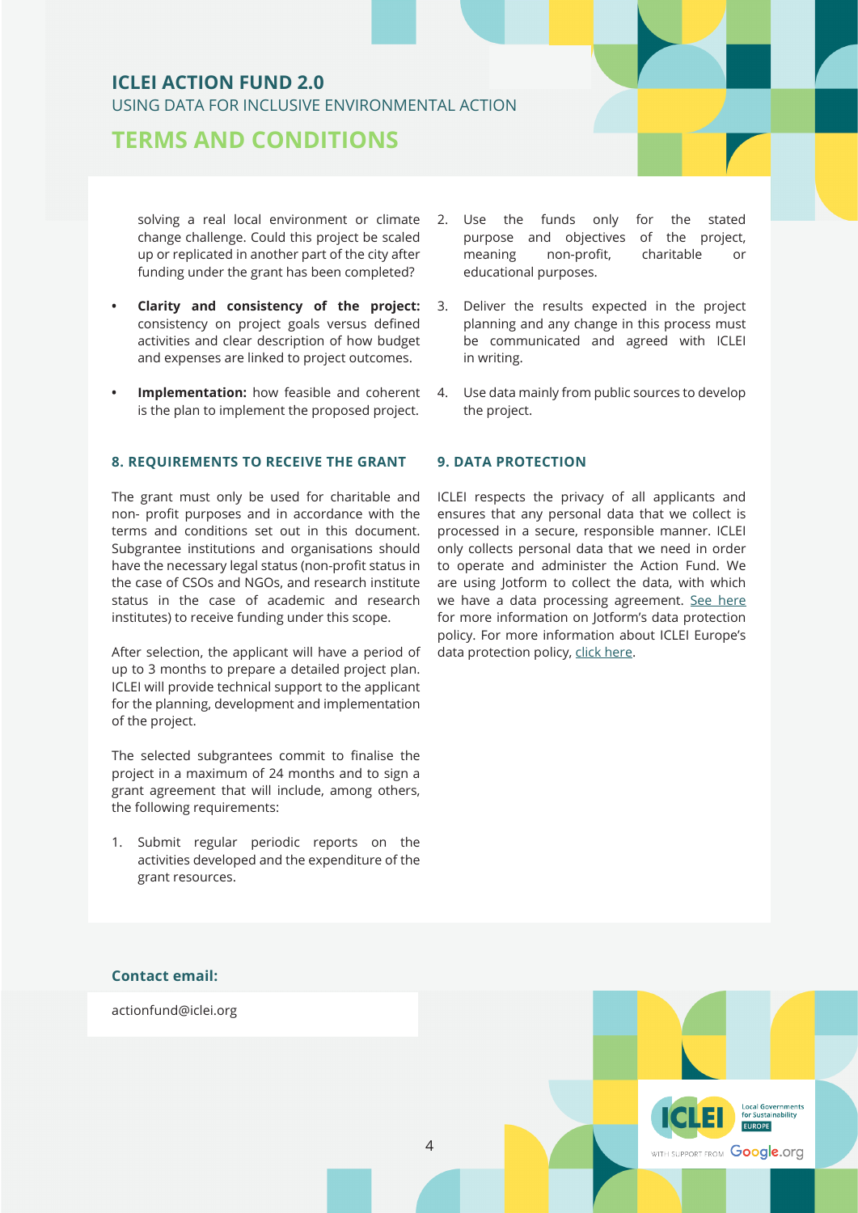solving a real local environment or climate change challenge. Could this project be scaled up or replicated in another part of the city after funding under the grant has been completed?

- **Clarity and consistency of the project:** consistency on project goals versus defined activities and clear description of how budget and expenses are linked to project outcomes.
- **Implementation:** how feasible and coherent is the plan to implement the proposed project.

### 8. REQUIREMENTS TO RECEIVE THE GRANT

The grant must only be used for charitable and non- profit purposes and in accordance with the terms and conditions set out in this document. Subgrantee institutions and organisations should have the necessary legal status (non-profit status in the case of CSOs and NGOs, and research institute status in the case of academic and research institutes) to receive funding under this scope.

After selection, the applicant will have a period of up to 3 months to prepare a detailed project plan. ICLEI will provide technical support to the applicant for the planning, development and implementation of the project.

The selected subgrantees commit to finalise the project in a maximum of 24 months and to sign a grant agreement that will include, among others, the following requirements:

1. Submit regular periodic reports on the activities developed and the expenditure of the grant resources.
2. Use the funds only for the stated purpose and objectives of the project, meaning non-profit, charitable or educational purposes.
3. Deliver the results expected in the project planning and any change in this process must be communicated and agreed with ICLEI in writing.
4. Use data mainly from public sources to develop the project.

### 9. DATA PROTECTION

ICLEI respects the privacy of all applicants and ensures that any personal data that we collect is processed in a secure, responsible manner. ICLEI only collects personal data that we need in order to operate and administer the Action Fund. We are using Jotform to collect the data, with which we have a data processing agreement. See here for more information on Jotform's data protection policy. For more information about ICLEI Europe's data protection policy, click here.

**Contact email:**

actionfund@iclei.org